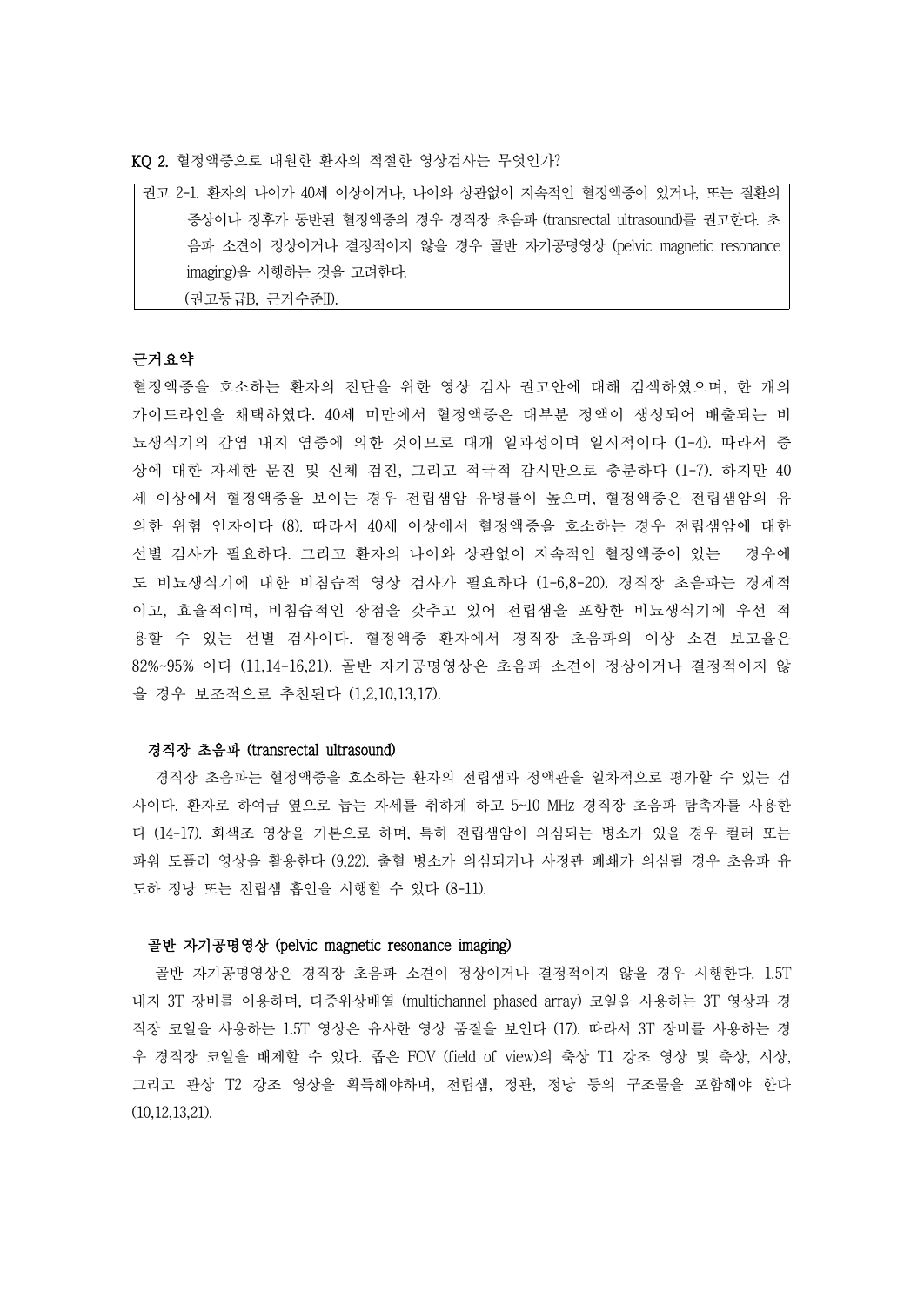KQ 2. 혈정액증으로 내원한 환자의 적절한 영상검사는 무엇인가?

> 권고 2-1. 환자의 나이가 40세 이상이거나, 나이와 상관없이 지속적인 혈정액증이 있거나, 또는 질환의 증상이나 징후가 동반된 혈정액증의 경우 경직장 초음파 (transrectal ultrasound)를 권고한다. 초음파 소견이 정상이거나 결정적이지 않을 경우 골반 자기공명영상 (pelvic magnetic resonance imaging)을 시행하는 것을 고려한다.
> (권고등급B, 근거수준II).

**근거요약**

혈정액증을 호소하는 환자의 진단을 위한 영상 검사 권고안에 대해 검색하였으며, 한 개의 가이드라인을 채택하였다. 40세 미만에서 혈정액증은 대부분 정액이 생성되어 배출되는 비뇨생식기의 감염 내지 염증에 의한 것이므로 대개 일과성이며 일시적이다 (1-4). 따라서 증상에 대한 자세한 문진 및 신체 검진, 그리고 적극적 감시만으로 충분하다 (1-7). 하지만 40세 이상에서 혈정액증을 보이는 경우 전립샘암 유병률이 높으며, 혈정액증은 전립샘암의 유의한 위험 인자이다 (8). 따라서 40세 이상에서 혈정액증을 호소하는 경우 전립샘암에 대한 선별 검사가 필요하다. 그리고 환자의 나이와 상관없이 지속적인 혈정액증이 있는 경우에도 비뇨생식기에 대한 비침습적 영상 검사가 필요하다 (1-6,8-20). 경직장 초음파는 경제적이고, 효율적이며, 비침습적인 장점을 갖추고 있어 전립샘을 포함한 비뇨생식기에 우선 적용할 수 있는 선별 검사이다. 혈정액증 환자에서 경직장 초음파의 이상 소견 보고율은 82%~95% 이다 (11,14-16,21). 골반 자기공명영상은 초음파 소견이 정상이거나 결정적이지 않을 경우 보조적으로 추천된다 (1,2,10,13,17).

**경직장 초음파 (transrectal ultrasound)**

경직장 초음파는 혈정액증을 호소하는 환자의 전립샘과 정액관을 일차적으로 평가할 수 있는 검사이다. 환자로 하여금 옆으로 눕는 자세를 취하게 하고 5~10 MHz 경직장 초음파 탐촉자를 사용한다 (14-17). 회색조 영상을 기본으로 하며, 특히 전립샘암이 의심되는 병소가 있을 경우 컬러 또는 파워 도플러 영상을 활용한다 (9,22). 출혈 병소가 의심되거나 사정관 폐쇄가 의심될 경우 초음파 유도하 정낭 또는 전립샘 흡인을 시행할 수 있다 (8-11).

**골반 자기공명영상 (pelvic magnetic resonance imaging)**

골반 자기공명영상은 경직장 초음파 소견이 정상이거나 결정적이지 않을 경우 시행한다. 1.5T 내지 3T 장비를 이용하며, 다중위상배열 (multichannel phased array) 코일을 사용하는 3T 영상과 경직장 코일을 사용하는 1.5T 영상은 유사한 영상 품질을 보인다 (17). 따라서 3T 장비를 사용하는 경우 경직장 코일을 배제할 수 있다. 좁은 FOV (field of view)의 축상 T1 강조 영상 및 축상, 시상, 그리고 관상 T2 강조 영상을 획득해야하며, 전립샘, 정관, 정낭 등의 구조물을 포함해야 한다 (10,12,13,21).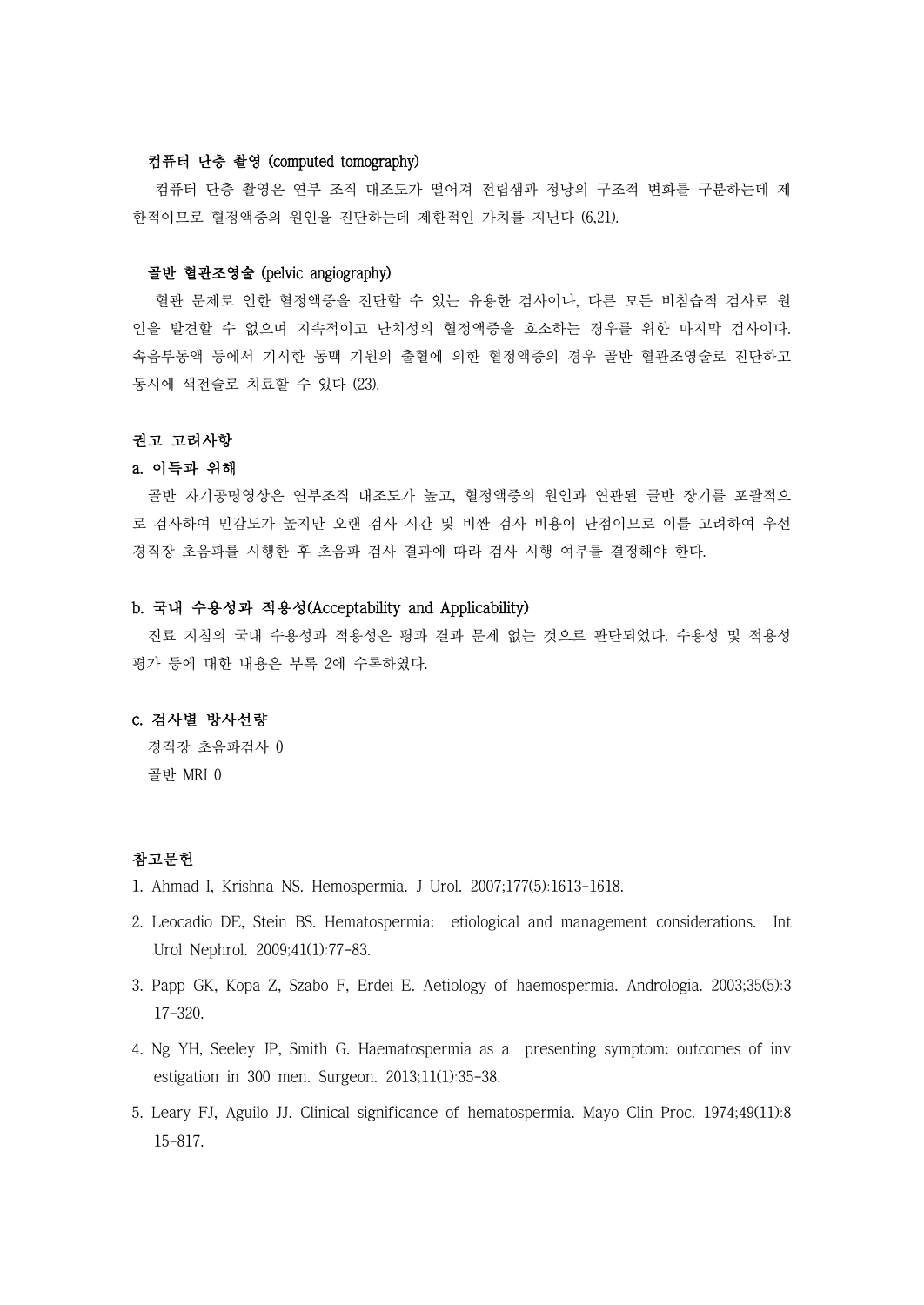### 컴퓨터 단층 촬영 (computed tomography)

컴퓨터 단층 촬영은 연부 조직 대조도가 떨어져 전립샘과 정낭의 구조적 변화를 구분하는데 제한적이므로 혈정액증의 원인을 진단하는데 제한적인 가치를 지닌다 (6,21).

### 골반 혈관조영술 (pelvic angiography)

혈관 문제로 인한 혈정액증을 진단할 수 있는 유용한 검사이나, 다른 모든 비침습적 검사로 원인을 발견할 수 없으며 지속적이고 난치성의 혈정액증을 호소하는 경우를 위한 마지막 검사이다. 속음부동맥 등에서 기시한 동맥 기원의 출혈에 의한 혈정액증의 경우 골반 혈관조영술로 진단하고 동시에 색전술로 치료할 수 있다 (23).

## 권고 고려사항

### a. 이득과 위해

골반 자기공명영상은 연부조직 대조도가 높고, 혈정액증의 원인과 연관된 골반 장기를 포괄적으로 검사하여 민감도가 높지만 오랜 검사 시간 및 비싼 검사 비용이 단점이므로 이를 고려하여 우선 경직장 초음파를 시행한 후 초음파 검사 결과에 따라 검사 시행 여부를 결정해야 한다.

### b. 국내 수용성과 적용성(Acceptability and Applicability)

진료 지침의 국내 수용성과 적용성은 평과 결과 문제 없는 것으로 판단되었다. 수용성 및 적용성 평가 등에 대한 내용은 부록 2에 수록하였다.

### c. 검사별 방사선량

경직장 초음파검사 0
골반 MRI 0

## 참고문헌

1. Ahmad I, Krishna NS. Hemospermia. J Urol. 2007;177(5):1613-1618.
2. Leocadio DE, Stein BS. Hematospermia: etiological and management considerations. Int Urol Nephrol. 2009;41(1):77-83.
3. Papp GK, Kopa Z, Szabo F, Erdei E. Aetiology of haemospermia. Andrologia. 2003;35(5):317-320.
4. Ng YH, Seeley JP, Smith G. Haematospermia as a presenting symptom: outcomes of investigation in 300 men. Surgeon. 2013;11(1):35-38.
5. Leary FJ, Aguilo JJ. Clinical significance of hematospermia. Mayo Clin Proc. 1974;49(11):815-817.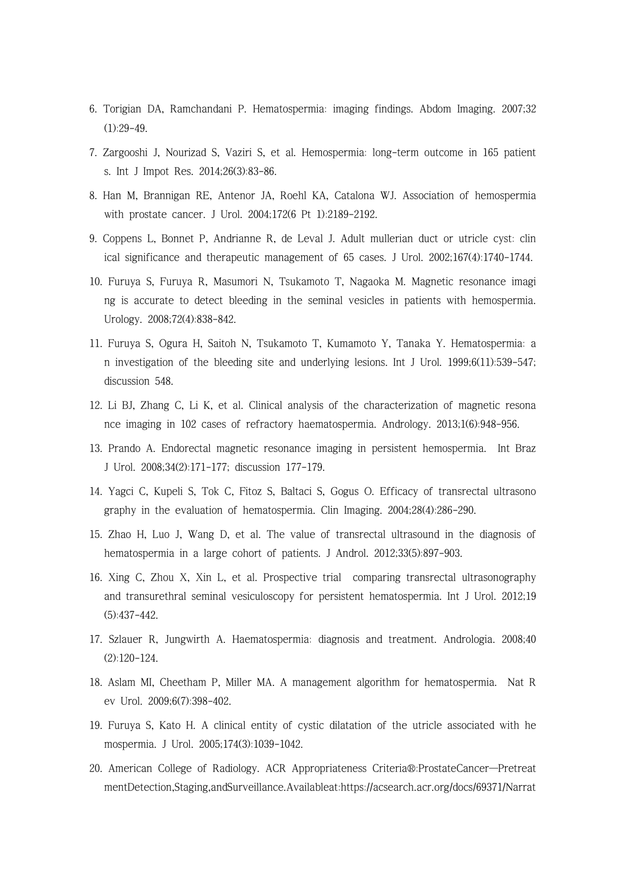6. Torigian DA, Ramchandani P. Hematospermia: imaging findings. Abdom Imaging. 2007;32(1):29-49.

7. Zargooshi J, Nourizad S, Vaziri S, et al. Hemospermia: long-term outcome in 165 patients. Int J Impot Res. 2014;26(3):83-86.

8. Han M, Brannigan RE, Antenor JA, Roehl KA, Catalona WJ. Association of hemospermia with prostate cancer. J Urol. 2004;172(6 Pt 1):2189-2192.

9. Coppens L, Bonnet P, Andrianne R, de Leval J. Adult mullerian duct or utricle cyst: clinical significance and therapeutic management of 65 cases. J Urol. 2002;167(4):1740-1744.

10. Furuya S, Furuya R, Masumori N, Tsukamoto T, Nagaoka M. Magnetic resonance imaging is accurate to detect bleeding in the seminal vesicles in patients with hemospermia. Urology. 2008;72(4):838-842.

11. Furuya S, Ogura H, Saitoh N, Tsukamoto T, Kumamoto Y, Tanaka Y. Hematospermia: an investigation of the bleeding site and underlying lesions. Int J Urol. 1999;6(11):539-547; discussion 548.

12. Li BJ, Zhang C, Li K, et al. Clinical analysis of the characterization of magnetic resonance imaging in 102 cases of refractory haematospermia. Andrology. 2013;1(6):948-956.

13. Prando A. Endorectal magnetic resonance imaging in persistent hemospermia. Int Braz J Urol. 2008;34(2):171-177; discussion 177-179.

14. Yagci C, Kupeli S, Tok C, Fitoz S, Baltaci S, Gogus O. Efficacy of transrectal ultrasonography in the evaluation of hematospermia. Clin Imaging. 2004;28(4):286-290.

15. Zhao H, Luo J, Wang D, et al. The value of transrectal ultrasound in the diagnosis of hematospermia in a large cohort of patients. J Androl. 2012;33(5):897-903.

16. Xing C, Zhou X, Xin L, et al. Prospective trial comparing transrectal ultrasonography and transurethral seminal vesiculoscopy for persistent hematospermia. Int J Urol. 2012;19(5):437-442.

17. Szlauer R, Jungwirth A. Haematospermia: diagnosis and treatment. Andrologia. 2008;40(2):120-124.

18. Aslam MI, Cheetham P, Miller MA. A management algorithm for hematospermia. Nat Rev Urol. 2009;6(7):398-402.

19. Furuya S, Kato H. A clinical entity of cystic dilatation of the utricle associated with hemospermia. J Urol. 2005;174(3):1039-1042.

20. American College of Radiology. ACR Appropriateness Criteria®:ProstateCancer—PretreatmentDetection,Staging,andSurveillance.Availableat:https://acsearch.acr.org/docs/69371/Narrat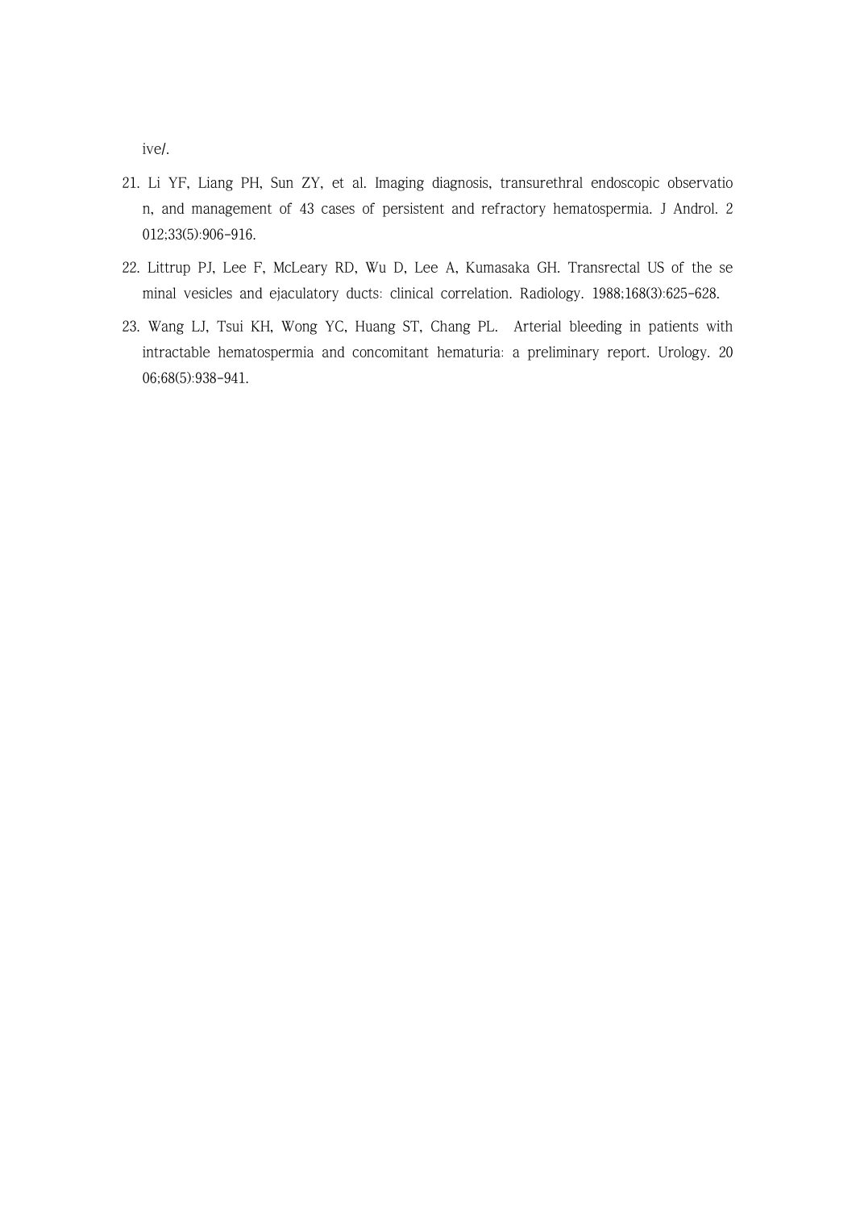ive/.

21. Li YF, Liang PH, Sun ZY, et al. Imaging diagnosis, transurethral endoscopic observation, and management of 43 cases of persistent and refractory hematospermia. J Androl. 2012;33(5):906-916.
22. Littrup PJ, Lee F, McLeary RD, Wu D, Lee A, Kumasaka GH. Transrectal US of the seminal vesicles and ejaculatory ducts: clinical correlation. Radiology. 1988;168(3):625-628.
23. Wang LJ, Tsui KH, Wong YC, Huang ST, Chang PL. Arterial bleeding in patients with intractable hematospermia and concomitant hematuria: a preliminary report. Urology. 2006;68(5):938-941.